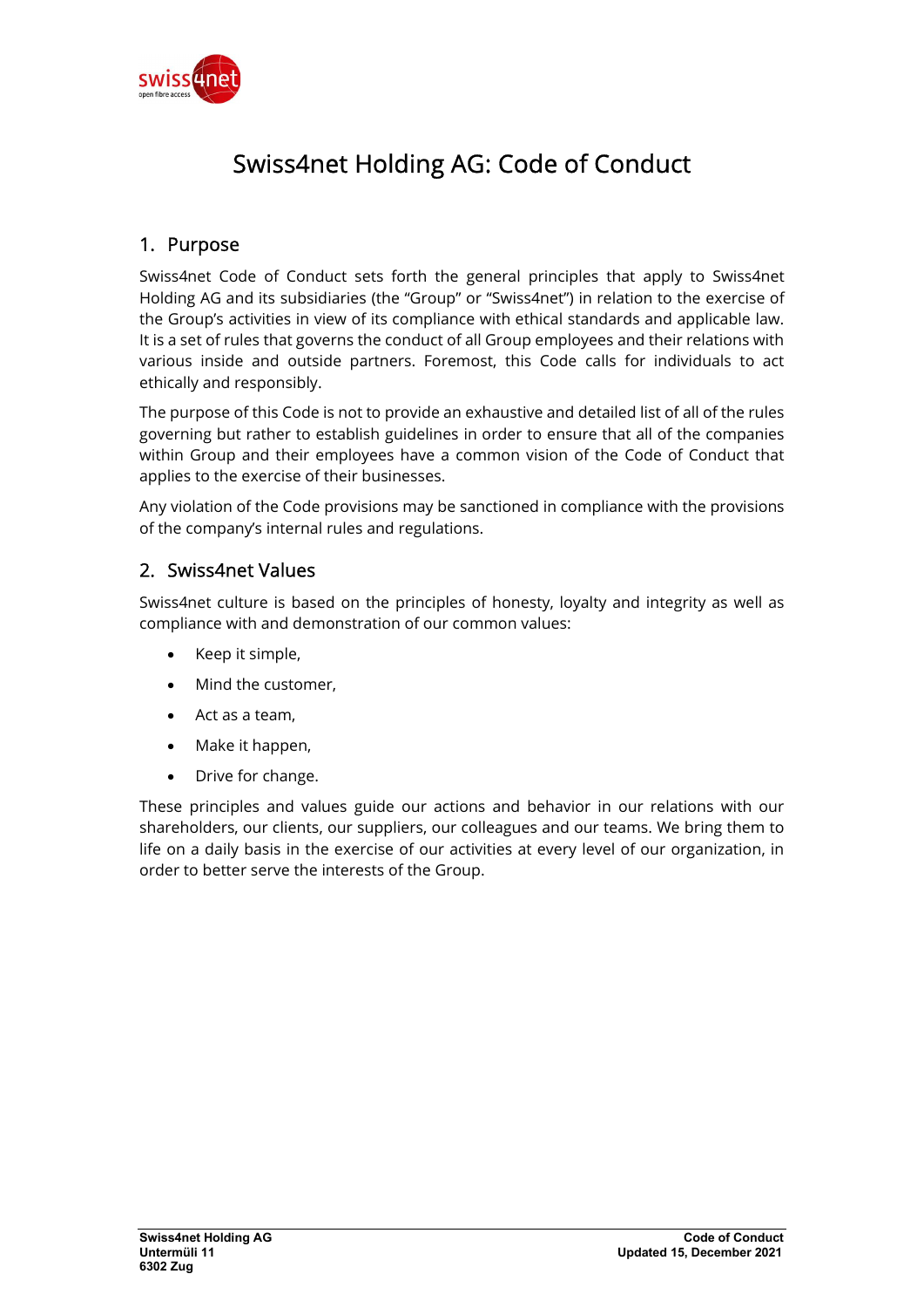# Swiss4net Holding AG: Code of Conduct

## 1. Purpose

Swiss4net Code of Conduct sets forth the general principles that apply to Swiss4net Holding AG and its subsidiaries (the "Group" or "Swiss4net") in relation to the exercise of the Group's activities in view of its compliance with ethical standards and applicable law. It is a set of rules that governs the conduct of all Group employees and their relations with various inside and outside partners. Foremost, this Code calls for individuals to act ethically and responsibly.

The purpose of this Code is not to provide an exhaustive and detailed list of all of the rules governing but rather to establish guidelines in order to ensure that all of the companies within Group and their employees have a common vision of the Code of Conduct that applies to the exercise of their businesses.

Any violation of the Code provisions may be sanctioned in compliance with the provisions of the company's internal rules and regulations.

## 2. Swiss4net Values

Swiss4net culture is based on the principles of honesty, loyalty and integrity as well as compliance with and demonstration of our common values:

- Keep it simple,
- Mind the customer,
- Act as a team,
- Make it happen,
- Drive for change.

These principles and values guide our actions and behavior in our relations with our shareholders, our clients, our suppliers, our colleagues and our teams. We bring them to life on a daily basis in the exercise of our activities at every level of our organization, in order to better serve the interests of the Group.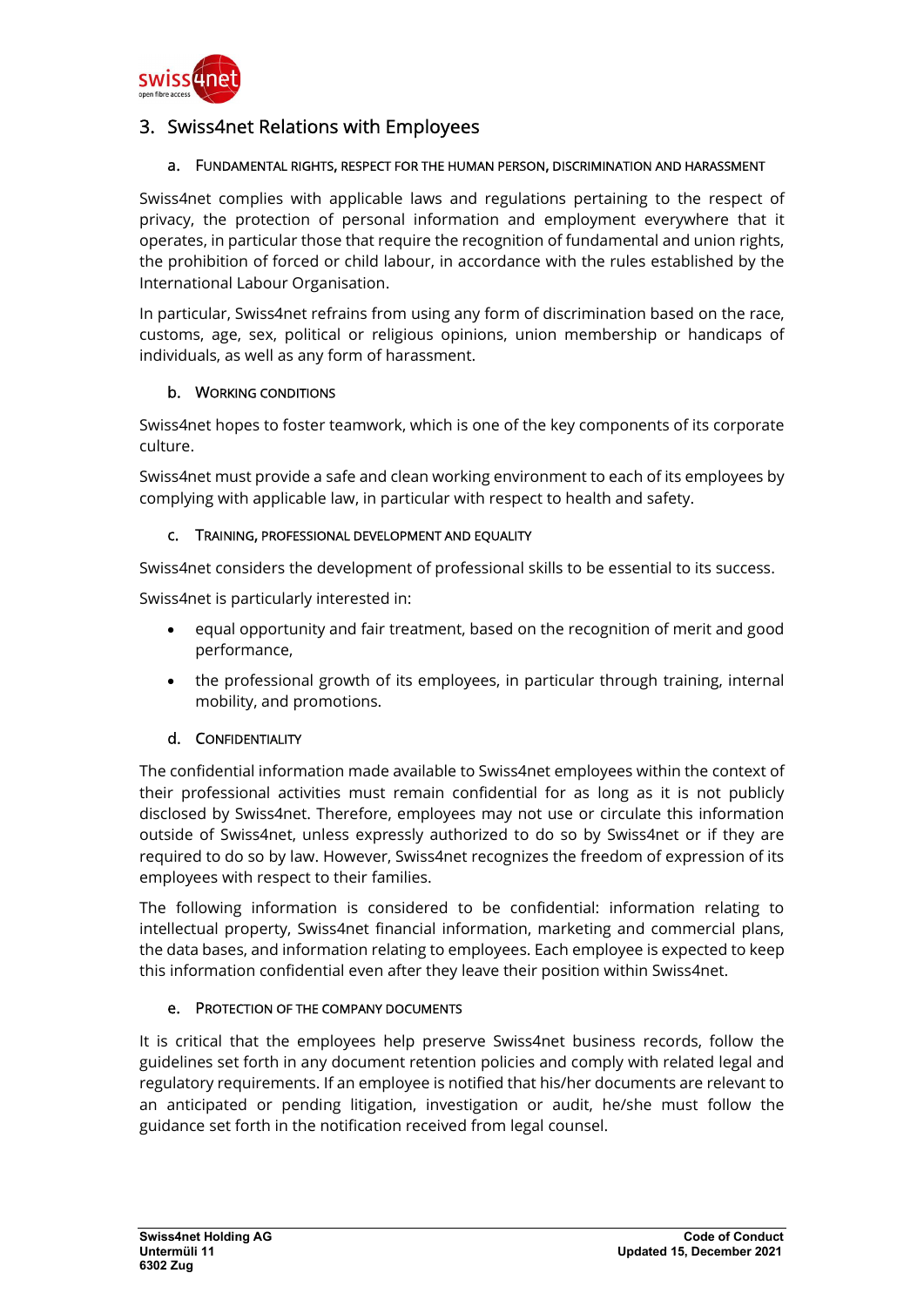## 3. Swiss4net Relations with Employees

### a. Fundamental rights, respect for the human person, discrimination and harassment

Swiss4net complies with applicable laws and regulations pertaining to the respect of privacy, the protection of personal information and employment everywhere that it operates, in particular those that require the recognition of fundamental and union rights, the prohibition of forced or child labour, in accordance with the rules established by the International Labour Organisation.

In particular, Swiss4net refrains from using any form of discrimination based on the race, customs, age, sex, political or religious opinions, union membership or handicaps of individuals, as well as any form of harassment.

### b. Working conditions

Swiss4net hopes to foster teamwork, which is one of the key components of its corporate culture.

Swiss4net must provide a safe and clean working environment to each of its employees by complying with applicable law, in particular with respect to health and safety.

### c. Training, professional development and equality

Swiss4net considers the development of professional skills to be essential to its success.

Swiss4net is particularly interested in:

- equal opportunity and fair treatment, based on the recognition of merit and good performance,
- the professional growth of its employees, in particular through training, internal mobility, and promotions.

### d. Confidentiality

The confidential information made available to Swiss4net employees within the context of their professional activities must remain confidential for as long as it is not publicly disclosed by Swiss4net. Therefore, employees may not use or circulate this information outside of Swiss4net, unless expressly authorized to do so by Swiss4net or if they are required to do so by law. However, Swiss4net recognizes the freedom of expression of its employees with respect to their families.

The following information is considered to be confidential: information relating to intellectual property, Swiss4net financial information, marketing and commercial plans, the data bases, and information relating to employees. Each employee is expected to keep this information confidential even after they leave their position within Swiss4net.

### e. Protection of the company documents

It is critical that the employees help preserve Swiss4net business records, follow the guidelines set forth in any document retention policies and comply with related legal and regulatory requirements. If an employee is notified that his/her documents are relevant to an anticipated or pending litigation, investigation or audit, he/she must follow the guidance set forth in the notification received from legal counsel.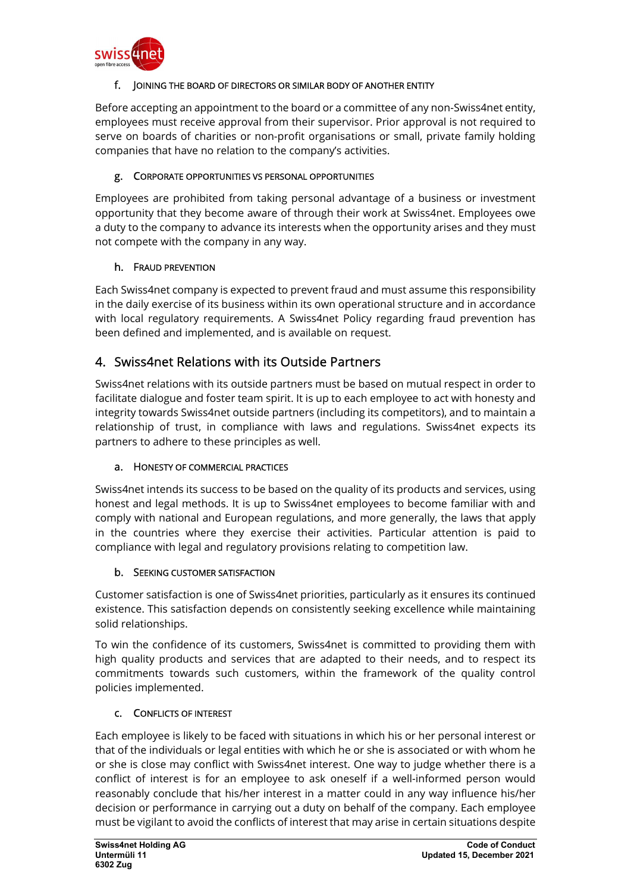#### f. Joining the board of directors or similar body of another entity

Before accepting an appointment to the board or a committee of any non-Swiss4net entity, employees must receive approval from their supervisor. Prior approval is not required to serve on boards of charities or non-profit organisations or small, private family holding companies that have no relation to the company's activities.

#### g. Corporate opportunities vs personal opportunities

Employees are prohibited from taking personal advantage of a business or investment opportunity that they become aware of through their work at Swiss4net. Employees owe a duty to the company to advance its interests when the opportunity arises and they must not compete with the company in any way.

#### h. Fraud prevention

Each Swiss4net company is expected to prevent fraud and must assume this responsibility in the daily exercise of its business within its own operational structure and in accordance with local regulatory requirements. A Swiss4net Policy regarding fraud prevention has been defined and implemented, and is available on request.

## 4. Swiss4net Relations with its Outside Partners

Swiss4net relations with its outside partners must be based on mutual respect in order to facilitate dialogue and foster team spirit. It is up to each employee to act with honesty and integrity towards Swiss4net outside partners (including its competitors), and to maintain a relationship of trust, in compliance with laws and regulations. Swiss4net expects its partners to adhere to these principles as well.

#### a. Honesty of commercial practices

Swiss4net intends its success to be based on the quality of its products and services, using honest and legal methods. It is up to Swiss4net employees to become familiar with and comply with national and European regulations, and more generally, the laws that apply in the countries where they exercise their activities. Particular attention is paid to compliance with legal and regulatory provisions relating to competition law.

#### b. Seeking customer satisfaction

Customer satisfaction is one of Swiss4net priorities, particularly as it ensures its continued existence. This satisfaction depends on consistently seeking excellence while maintaining solid relationships.

To win the confidence of its customers, Swiss4net is committed to providing them with high quality products and services that are adapted to their needs, and to respect its commitments towards such customers, within the framework of the quality control policies implemented.

#### c. Conflicts of interest

Each employee is likely to be faced with situations in which his or her personal interest or that of the individuals or legal entities with which he or she is associated or with whom he or she is close may conflict with Swiss4net interest. One way to judge whether there is a conflict of interest is for an employee to ask oneself if a well-informed person would reasonably conclude that his/her interest in a matter could in any way influence his/her decision or performance in carrying out a duty on behalf of the company. Each employee must be vigilant to avoid the conflicts of interest that may arise in certain situations despite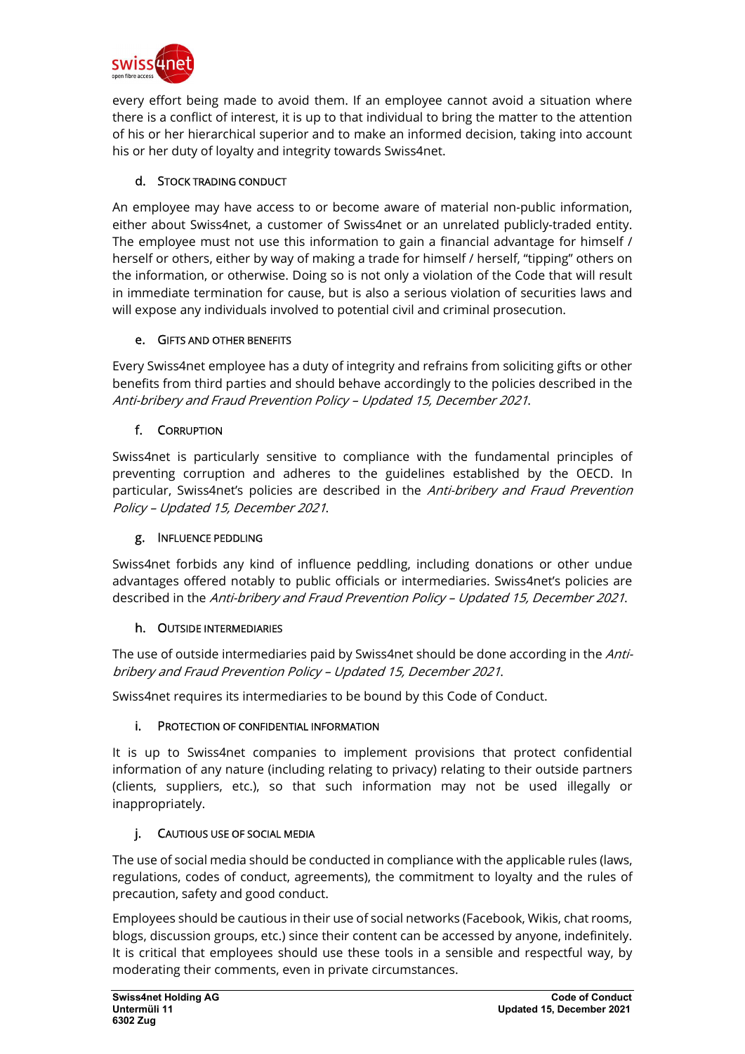every effort being made to avoid them. If an employee cannot avoid a situation where there is a conflict of interest, it is up to that individual to bring the matter to the attention of his or her hierarchical superior and to make an informed decision, taking into account his or her duty of loyalty and integrity towards Swiss4net.

### d. Stock trading conduct

An employee may have access to or become aware of material non-public information, either about Swiss4net, a customer of Swiss4net or an unrelated publicly-traded entity. The employee must not use this information to gain a financial advantage for himself / herself or others, either by way of making a trade for himself / herself, "tipping" others on the information, or otherwise. Doing so is not only a violation of the Code that will result in immediate termination for cause, but is also a serious violation of securities laws and will expose any individuals involved to potential civil and criminal prosecution.

### e. Gifts and other benefits

Every Swiss4net employee has a duty of integrity and refrains from soliciting gifts or other benefits from third parties and should behave accordingly to the policies described in the *Anti-bribery and Fraud Prevention Policy – Updated 15, December 2021*.

### f. Corruption

Swiss4net is particularly sensitive to compliance with the fundamental principles of preventing corruption and adheres to the guidelines established by the OECD. In particular, Swiss4net's policies are described in the *Anti-bribery and Fraud Prevention Policy – Updated 15, December 2021*.

### g. Influence peddling

Swiss4net forbids any kind of influence peddling, including donations or other undue advantages offered notably to public officials or intermediaries. Swiss4net's policies are described in the *Anti-bribery and Fraud Prevention Policy – Updated 15, December 2021*.

### h. Outside intermediaries

The use of outside intermediaries paid by Swiss4net should be done according in the *Anti-bribery and Fraud Prevention Policy – Updated 15, December 2021*.

Swiss4net requires its intermediaries to be bound by this Code of Conduct.

### i. Protection of confidential information

It is up to Swiss4net companies to implement provisions that protect confidential information of any nature (including relating to privacy) relating to their outside partners (clients, suppliers, etc.), so that such information may not be used illegally or inappropriately.

### j. Cautious use of social media

The use of social media should be conducted in compliance with the applicable rules (laws, regulations, codes of conduct, agreements), the commitment to loyalty and the rules of precaution, safety and good conduct.

Employees should be cautious in their use of social networks (Facebook, Wikis, chat rooms, blogs, discussion groups, etc.) since their content can be accessed by anyone, indefinitely. It is critical that employees should use these tools in a sensible and respectful way, by moderating their comments, even in private circumstances.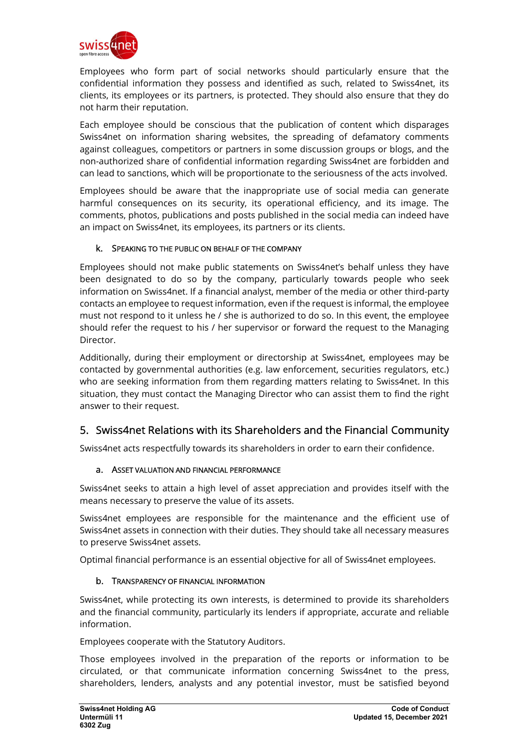Employees who form part of social networks should particularly ensure that the confidential information they possess and identified as such, related to Swiss4net, its clients, its employees or its partners, is protected. They should also ensure that they do not harm their reputation.

Each employee should be conscious that the publication of content which disparages Swiss4net on information sharing websites, the spreading of defamatory comments against colleagues, competitors or partners in some discussion groups or blogs, and the non-authorized share of confidential information regarding Swiss4net are forbidden and can lead to sanctions, which will be proportionate to the seriousness of the acts involved.

Employees should be aware that the inappropriate use of social media can generate harmful consequences on its security, its operational efficiency, and its image. The comments, photos, publications and posts published in the social media can indeed have an impact on Swiss4net, its employees, its partners or its clients.

### k. Speaking to the public on behalf of the company

Employees should not make public statements on Swiss4net's behalf unless they have been designated to do so by the company, particularly towards people who seek information on Swiss4net. If a financial analyst, member of the media or other third-party contacts an employee to request information, even if the request is informal, the employee must not respond to it unless he / she is authorized to do so. In this event, the employee should refer the request to his / her supervisor or forward the request to the Managing Director.

Additionally, during their employment or directorship at Swiss4net, employees may be contacted by governmental authorities (e.g. law enforcement, securities regulators, etc.) who are seeking information from them regarding matters relating to Swiss4net. In this situation, they must contact the Managing Director who can assist them to find the right answer to their request.

## 5. Swiss4net Relations with its Shareholders and the Financial Community

Swiss4net acts respectfully towards its shareholders in order to earn their confidence.

### a. Asset valuation and financial performance

Swiss4net seeks to attain a high level of asset appreciation and provides itself with the means necessary to preserve the value of its assets.

Swiss4net employees are responsible for the maintenance and the efficient use of Swiss4net assets in connection with their duties. They should take all necessary measures to preserve Swiss4net assets.

Optimal financial performance is an essential objective for all of Swiss4net employees.

### b. Transparency of financial information

Swiss4net, while protecting its own interests, is determined to provide its shareholders and the financial community, particularly its lenders if appropriate, accurate and reliable information.

Employees cooperate with the Statutory Auditors.

Those employees involved in the preparation of the reports or information to be circulated, or that communicate information concerning Swiss4net to the press, shareholders, lenders, analysts and any potential investor, must be satisfied beyond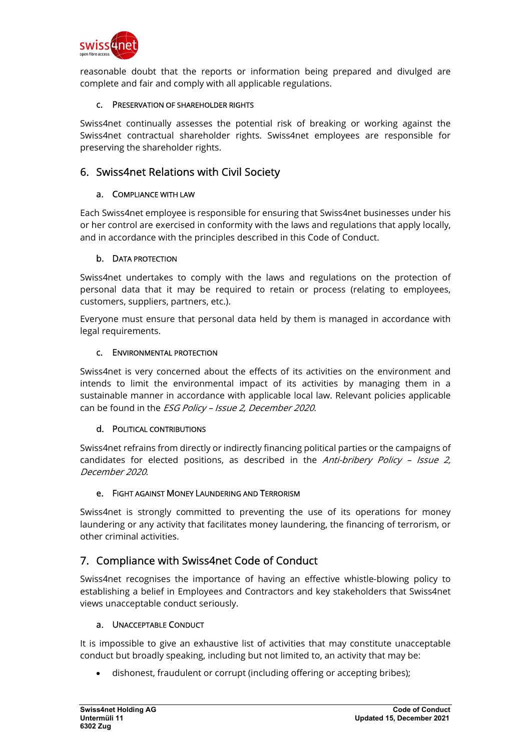reasonable doubt that the reports or information being prepared and divulged are complete and fair and comply with all applicable regulations.

### c. Preservation of shareholder rights

Swiss4net continually assesses the potential risk of breaking or working against the Swiss4net contractual shareholder rights. Swiss4net employees are responsible for preserving the shareholder rights.

## 6. Swiss4net Relations with Civil Society

### a. Compliance with law

Each Swiss4net employee is responsible for ensuring that Swiss4net businesses under his or her control are exercised in conformity with the laws and regulations that apply locally, and in accordance with the principles described in this Code of Conduct.

### b. Data protection

Swiss4net undertakes to comply with the laws and regulations on the protection of personal data that it may be required to retain or process (relating to employees, customers, suppliers, partners, etc.).

Everyone must ensure that personal data held by them is managed in accordance with legal requirements.

### c. Environmental protection

Swiss4net is very concerned about the effects of its activities on the environment and intends to limit the environmental impact of its activities by managing them in a sustainable manner in accordance with applicable local law. Relevant policies applicable can be found in the *ESG Policy – Issue 2, December 2020*.

### d. Political contributions

Swiss4net refrains from directly or indirectly financing political parties or the campaigns of candidates for elected positions, as described in the *Anti-bribery Policy – Issue 2, December 2020*.

### e. Fight against Money Laundering and Terrorism

Swiss4net is strongly committed to preventing the use of its operations for money laundering or any activity that facilitates money laundering, the financing of terrorism, or other criminal activities.

## 7. Compliance with Swiss4net Code of Conduct

Swiss4net recognises the importance of having an effective whistle-blowing policy to establishing a belief in Employees and Contractors and key stakeholders that Swiss4net views unacceptable conduct seriously.

### a. Unacceptable Conduct

It is impossible to give an exhaustive list of activities that may constitute unacceptable conduct but broadly speaking, including but not limited to, an activity that may be:

- dishonest, fraudulent or corrupt (including offering or accepting bribes);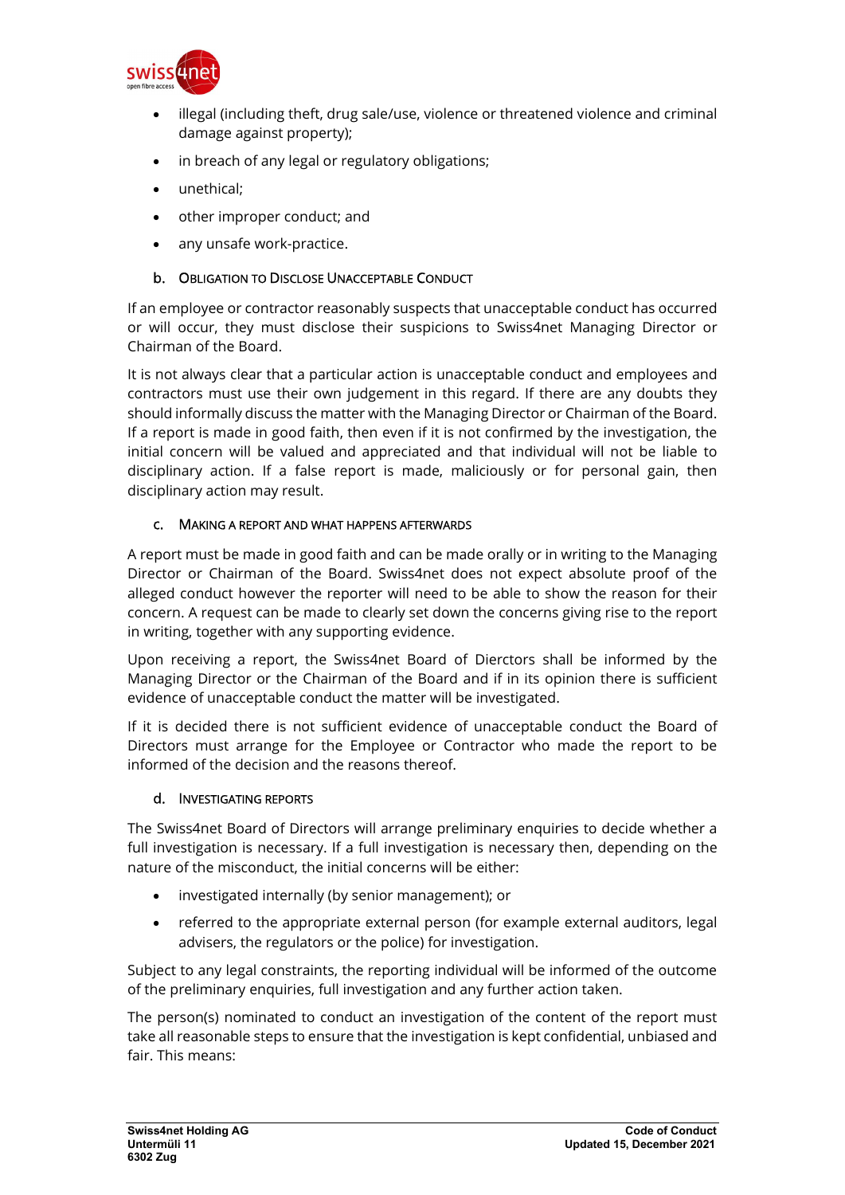- illegal (including theft, drug sale/use, violence or threatened violence and criminal damage against property);
- in breach of any legal or regulatory obligations;
- unethical;
- other improper conduct; and
- any unsafe work-practice.

### b. Obligation to Disclose Unacceptable Conduct

If an employee or contractor reasonably suspects that unacceptable conduct has occurred or will occur, they must disclose their suspicions to Swiss4net Managing Director or Chairman of the Board.

It is not always clear that a particular action is unacceptable conduct and employees and contractors must use their own judgement in this regard. If there are any doubts they should informally discuss the matter with the Managing Director or Chairman of the Board. If a report is made in good faith, then even if it is not confirmed by the investigation, the initial concern will be valued and appreciated and that individual will not be liable to disciplinary action. If a false report is made, maliciously or for personal gain, then disciplinary action may result.

### c. Making a Report and What Happens Afterwards

A report must be made in good faith and can be made orally or in writing to the Managing Director or Chairman of the Board. Swiss4net does not expect absolute proof of the alleged conduct however the reporter will need to be able to show the reason for their concern. A request can be made to clearly set down the concerns giving rise to the report in writing, together with any supporting evidence.

Upon receiving a report, the Swiss4net Board of Dierctors shall be informed by the Managing Director or the Chairman of the Board and if in its opinion there is sufficient evidence of unacceptable conduct the matter will be investigated.

If it is decided there is not sufficient evidence of unacceptable conduct the Board of Directors must arrange for the Employee or Contractor who made the report to be informed of the decision and the reasons thereof.

### d. Investigating Reports

The Swiss4net Board of Directors will arrange preliminary enquiries to decide whether a full investigation is necessary. If a full investigation is necessary then, depending on the nature of the misconduct, the initial concerns will be either:

- investigated internally (by senior management); or
- referred to the appropriate external person (for example external auditors, legal advisers, the regulators or the police) for investigation.

Subject to any legal constraints, the reporting individual will be informed of the outcome of the preliminary enquiries, full investigation and any further action taken.

The person(s) nominated to conduct an investigation of the content of the report must take all reasonable steps to ensure that the investigation is kept confidential, unbiased and fair. This means: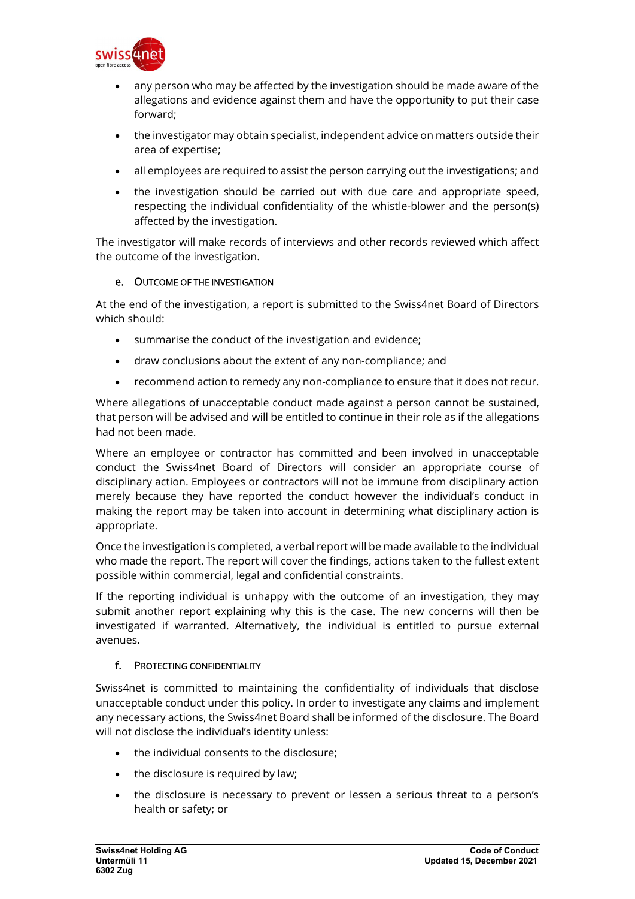- any person who may be affected by the investigation should be made aware of the allegations and evidence against them and have the opportunity to put their case forward;
- the investigator may obtain specialist, independent advice on matters outside their area of expertise;
- all employees are required to assist the person carrying out the investigations; and
- the investigation should be carried out with due care and appropriate speed, respecting the individual confidentiality of the whistle-blower and the person(s) affected by the investigation.

The investigator will make records of interviews and other records reviewed which affect the outcome of the investigation.

### e. Outcome of the Investigation

At the end of the investigation, a report is submitted to the Swiss4net Board of Directors which should:

- summarise the conduct of the investigation and evidence;
- draw conclusions about the extent of any non-compliance; and
- recommend action to remedy any non-compliance to ensure that it does not recur.

Where allegations of unacceptable conduct made against a person cannot be sustained, that person will be advised and will be entitled to continue in their role as if the allegations had not been made.

Where an employee or contractor has committed and been involved in unacceptable conduct the Swiss4net Board of Directors will consider an appropriate course of disciplinary action. Employees or contractors will not be immune from disciplinary action merely because they have reported the conduct however the individual's conduct in making the report may be taken into account in determining what disciplinary action is appropriate.

Once the investigation is completed, a verbal report will be made available to the individual who made the report. The report will cover the findings, actions taken to the fullest extent possible within commercial, legal and confidential constraints.

If the reporting individual is unhappy with the outcome of an investigation, they may submit another report explaining why this is the case. The new concerns will then be investigated if warranted. Alternatively, the individual is entitled to pursue external avenues.

### f. Protecting Confidentiality

Swiss4net is committed to maintaining the confidentiality of individuals that disclose unacceptable conduct under this policy. In order to investigate any claims and implement any necessary actions, the Swiss4net Board shall be informed of the disclosure. The Board will not disclose the individual's identity unless:

- the individual consents to the disclosure;
- the disclosure is required by law;
- the disclosure is necessary to prevent or lessen a serious threat to a person's health or safety; or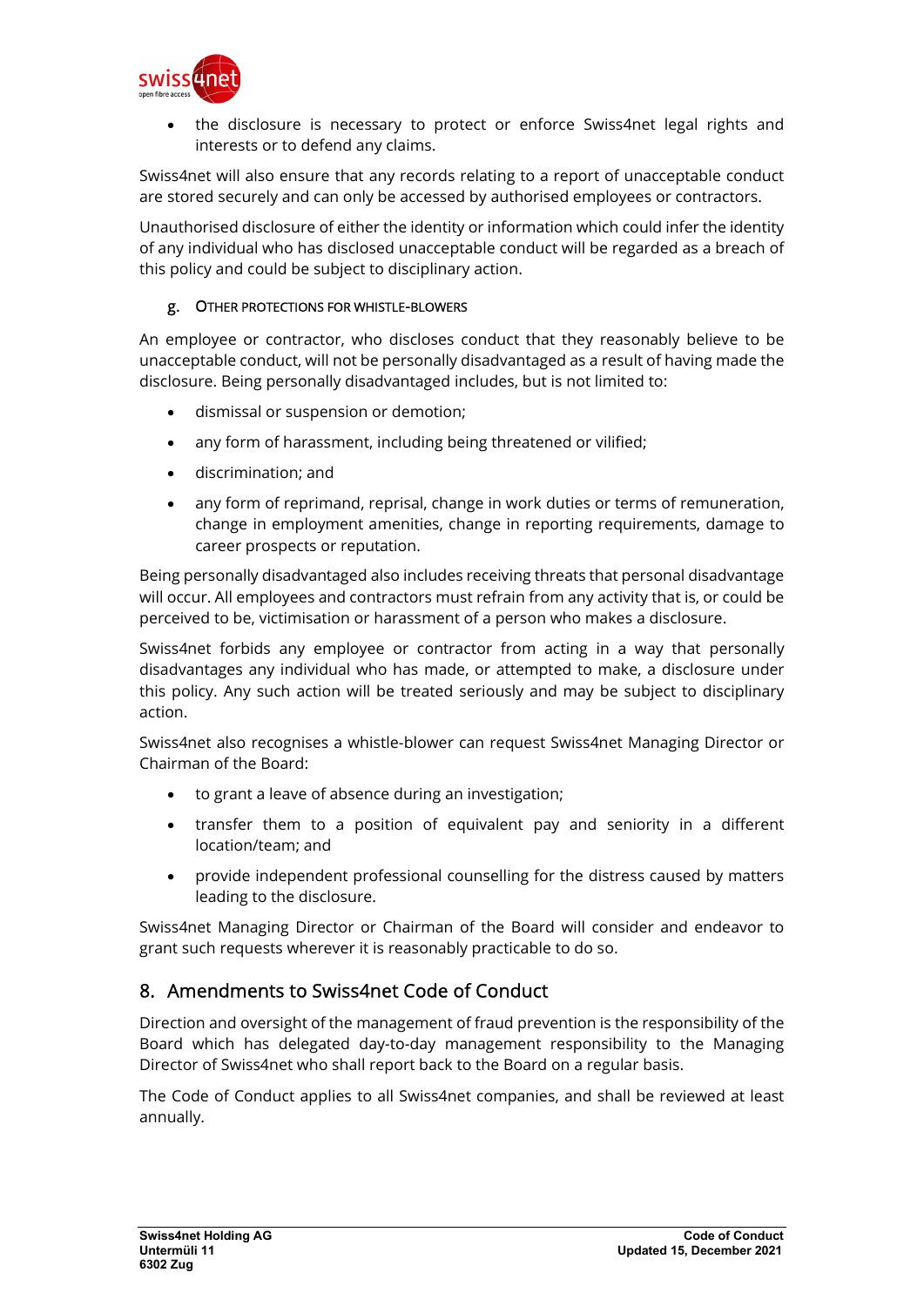- the disclosure is necessary to protect or enforce Swiss4net legal rights and interests or to defend any claims.

Swiss4net will also ensure that any records relating to a report of unacceptable conduct are stored securely and can only be accessed by authorised employees or contractors.

Unauthorised disclosure of either the identity or information which could infer the identity of any individual who has disclosed unacceptable conduct will be regarded as a breach of this policy and could be subject to disciplinary action.

#### g. Other protections for whistle-blowers

An employee or contractor, who discloses conduct that they reasonably believe to be unacceptable conduct, will not be personally disadvantaged as a result of having made the disclosure. Being personally disadvantaged includes, but is not limited to:

- dismissal or suspension or demotion;
- any form of harassment, including being threatened or vilified;
- discrimination; and
- any form of reprimand, reprisal, change in work duties or terms of remuneration, change in employment amenities, change in reporting requirements, damage to career prospects or reputation.

Being personally disadvantaged also includes receiving threats that personal disadvantage will occur. All employees and contractors must refrain from any activity that is, or could be perceived to be, victimisation or harassment of a person who makes a disclosure.

Swiss4net forbids any employee or contractor from acting in a way that personally disadvantages any individual who has made, or attempted to make, a disclosure under this policy. Any such action will be treated seriously and may be subject to disciplinary action.

Swiss4net also recognises a whistle-blower can request Swiss4net Managing Director or Chairman of the Board:

- to grant a leave of absence during an investigation;
- transfer them to a position of equivalent pay and seniority in a different location/team; and
- provide independent professional counselling for the distress caused by matters leading to the disclosure.

Swiss4net Managing Director or Chairman of the Board will consider and endeavor to grant such requests wherever it is reasonably practicable to do so.

## 8. Amendments to Swiss4net Code of Conduct

Direction and oversight of the management of fraud prevention is the responsibility of the Board which has delegated day-to-day management responsibility to the Managing Director of Swiss4net who shall report back to the Board on a regular basis.

The Code of Conduct applies to all Swiss4net companies, and shall be reviewed at least annually.